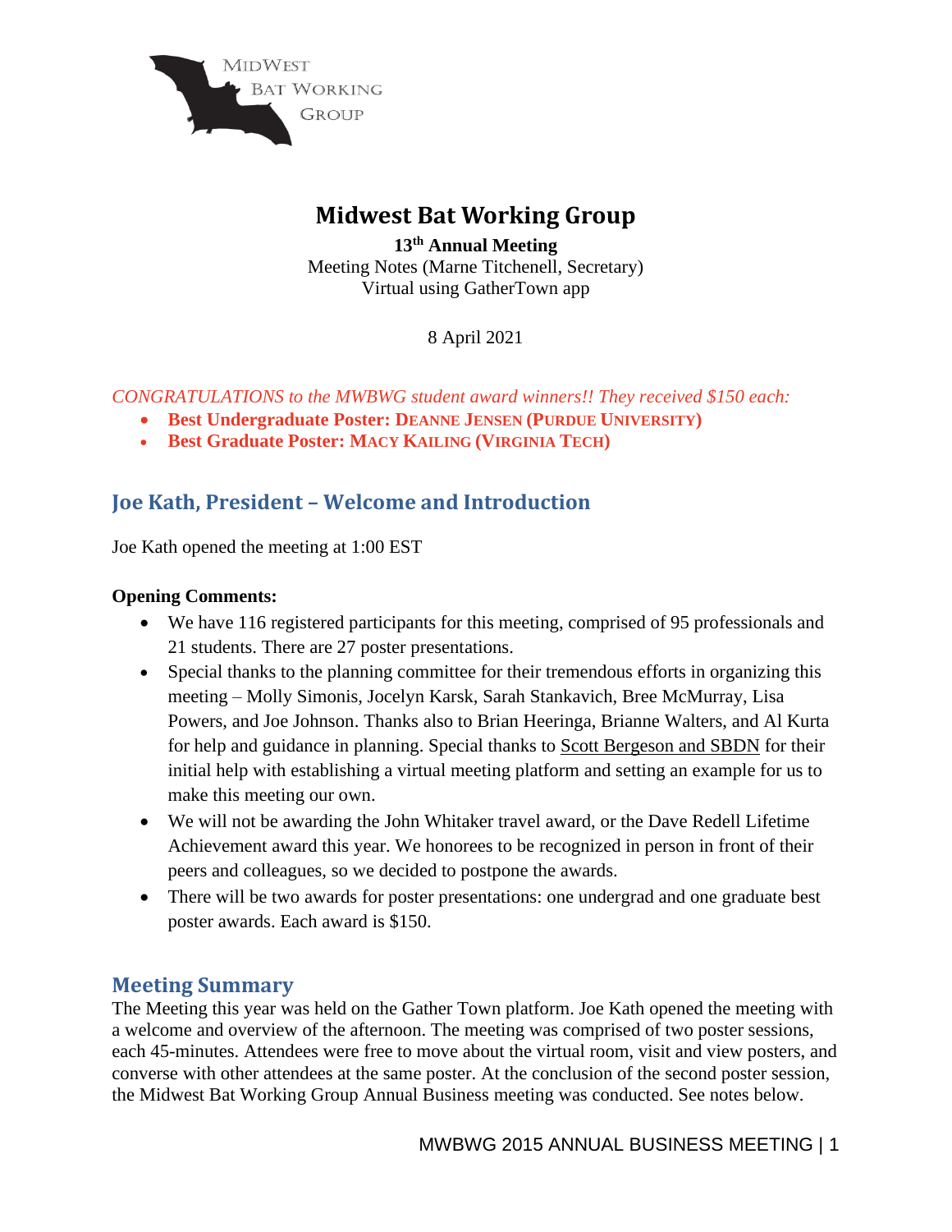# Midwest Bat Working Group

**13th Annual Meeting**
Meeting Notes (Marne Titchenell, Secretary)
Virtual using GatherTown app

8 April 2021

*CONGRATULATIONS to the MWBWG student award winners!! They received $150 each:*

- **Best Undergraduate Poster: DEANNE JENSEN (PURDUE UNIVERSITY)**
- **Best Graduate Poster: MACY KAILING (VIRGINIA TECH)**

## Joe Kath, President – Welcome and Introduction

Joe Kath opened the meeting at 1:00 EST

**Opening Comments:**

- We have 116 registered participants for this meeting, comprised of 95 professionals and 21 students. There are 27 poster presentations.
- Special thanks to the planning committee for their tremendous efforts in organizing this meeting – Molly Simonis, Jocelyn Karsk, Sarah Stankavich, Bree McMurray, Lisa Powers, and Joe Johnson. Thanks also to Brian Heeringa, Brianne Walters, and Al Kurta for help and guidance in planning. Special thanks to Scott Bergeson and SBDN for their initial help with establishing a virtual meeting platform and setting an example for us to make this meeting our own.
- We will not be awarding the John Whitaker travel award, or the Dave Redell Lifetime Achievement award this year. We honorees to be recognized in person in front of their peers and colleagues, so we decided to postpone the awards.
- There will be two awards for poster presentations: one undergrad and one graduate best poster awards. Each award is $150.

## Meeting Summary

The Meeting this year was held on the Gather Town platform. Joe Kath opened the meeting with a welcome and overview of the afternoon. The meeting was comprised of two poster sessions, each 45-minutes. Attendees were free to move about the virtual room, visit and view posters, and converse with other attendees at the same poster. At the conclusion of the second poster session, the Midwest Bat Working Group Annual Business meeting was conducted. See notes below.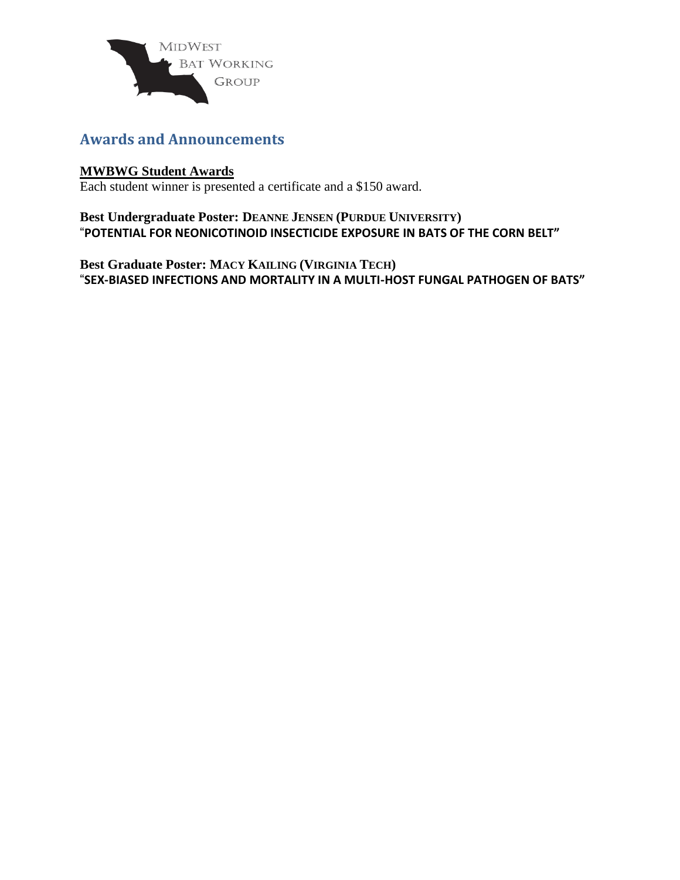## Awards and Announcements

**MWBWG Student Awards**

Each student winner is presented a certificate and a $150 award.

**Best Undergraduate Poster: DEANNE JENSEN (PURDUE UNIVERSITY)**
"**POTENTIAL FOR NEONICOTINOID INSECTICIDE EXPOSURE IN BATS OF THE CORN BELT"**

**Best Graduate Poster: MACY KAILING (VIRGINIA TECH)**
"**SEX-BIASED INFECTIONS AND MORTALITY IN A MULTI-HOST FUNGAL PATHOGEN OF BATS"**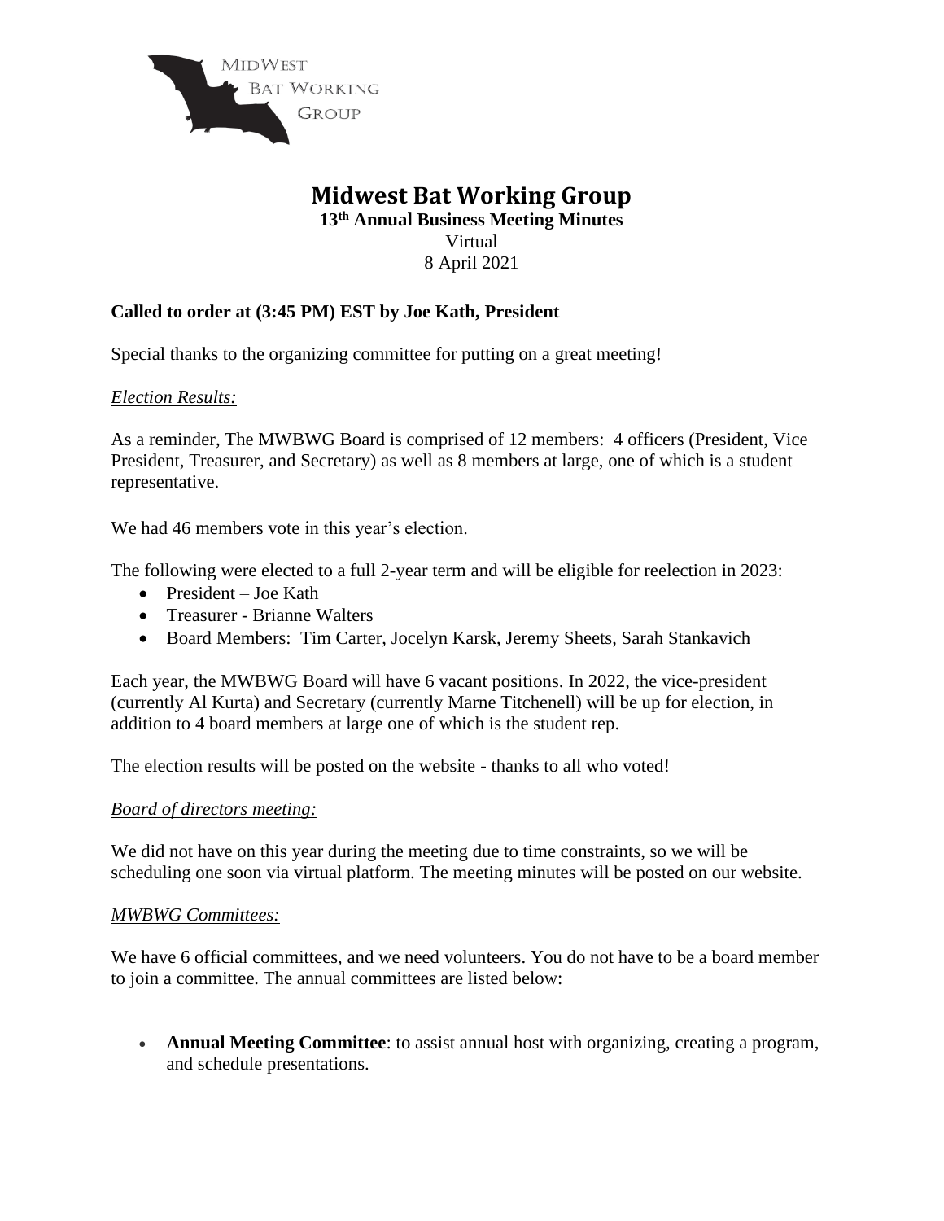# Midwest Bat Working Group

**13th Annual Business Meeting Minutes**

Virtual

8 April 2021

**Called to order at (3:45 PM) EST by Joe Kath, President**

Special thanks to the organizing committee for putting on a great meeting!

*Election Results:*

As a reminder, The MWBWG Board is comprised of 12 members: 4 officers (President, Vice President, Treasurer, and Secretary) as well as 8 members at large, one of which is a student representative.

We had 46 members vote in this year's election.

The following were elected to a full 2-year term and will be eligible for reelection in 2023:

- President – Joe Kath
- Treasurer - Brianne Walters
- Board Members: Tim Carter, Jocelyn Karsk, Jeremy Sheets, Sarah Stankavich

Each year, the MWBWG Board will have 6 vacant positions. In 2022, the vice-president (currently Al Kurta) and Secretary (currently Marne Titchenell) will be up for election, in addition to 4 board members at large one of which is the student rep.

The election results will be posted on the website - thanks to all who voted!

*Board of directors meeting:*

We did not have on this year during the meeting due to time constraints, so we will be scheduling one soon via virtual platform. The meeting minutes will be posted on our website.

*MWBWG Committees:*

We have 6 official committees, and we need volunteers. You do not have to be a board member to join a committee. The annual committees are listed below:

- **Annual Meeting Committee**: to assist annual host with organizing, creating a program, and schedule presentations.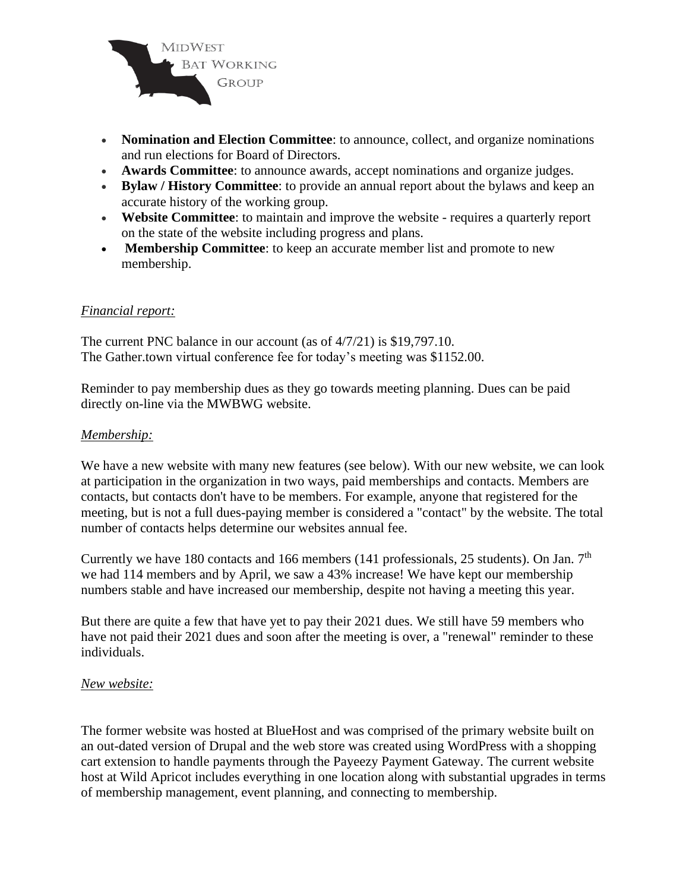- **Nomination and Election Committee**: to announce, collect, and organize nominations and run elections for Board of Directors.
- **Awards Committee**: to announce awards, accept nominations and organize judges.
- **Bylaw / History Committee**: to provide an annual report about the bylaws and keep an accurate history of the working group.
- **Website Committee**: to maintain and improve the website - requires a quarterly report on the state of the website including progress and plans.
- **Membership Committee**: to keep an accurate member list and promote to new membership.

*Financial report:*

The current PNC balance in our account (as of 4/7/21) is $19,797.10.
The Gather.town virtual conference fee for today's meeting was $1152.00.

Reminder to pay membership dues as they go towards meeting planning. Dues can be paid directly on-line via the MWBWG website.

*Membership:*

We have a new website with many new features (see below). With our new website, we can look at participation in the organization in two ways, paid memberships and contacts. Members are contacts, but contacts don't have to be members. For example, anyone that registered for the meeting, but is not a full dues-paying member is considered a "contact" by the website. The total number of contacts helps determine our websites annual fee.

Currently we have 180 contacts and 166 members (141 professionals, 25 students). On Jan. 7th we had 114 members and by April, we saw a 43% increase! We have kept our membership numbers stable and have increased our membership, despite not having a meeting this year.

But there are quite a few that have yet to pay their 2021 dues. We still have 59 members who have not paid their 2021 dues and soon after the meeting is over, a "renewal" reminder to these individuals.

*New website:*

The former website was hosted at BlueHost and was comprised of the primary website built on an out-dated version of Drupal and the web store was created using WordPress with a shopping cart extension to handle payments through the Payeezy Payment Gateway. The current website host at Wild Apricot includes everything in one location along with substantial upgrades in terms of membership management, event planning, and connecting to membership.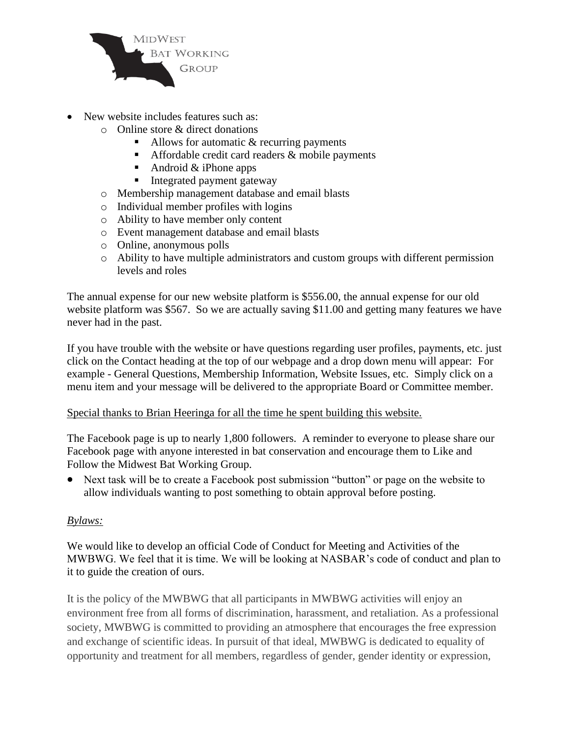- New website includes features such as:
  - Online store & direct donations
    - Allows for automatic & recurring payments
    - Affordable credit card readers & mobile payments
    - Android & iPhone apps
    - Integrated payment gateway
  - Membership management database and email blasts
  - Individual member profiles with logins
  - Ability to have member only content
  - Event management database and email blasts
  - Online, anonymous polls
  - Ability to have multiple administrators and custom groups with different permission levels and roles

The annual expense for our new website platform is $556.00, the annual expense for our old website platform was $567. So we are actually saving $11.00 and getting many features we have never had in the past.

If you have trouble with the website or have questions regarding user profiles, payments, etc. just click on the Contact heading at the top of our webpage and a drop down menu will appear: For example - General Questions, Membership Information, Website Issues, etc. Simply click on a menu item and your message will be delivered to the appropriate Board or Committee member.

<u>Special thanks to Brian Heeringa for all the time he spent building this website.</u>

The Facebook page is up to nearly 1,800 followers. A reminder to everyone to please share our Facebook page with anyone interested in bat conservation and encourage them to Like and Follow the Midwest Bat Working Group.

- Next task will be to create a Facebook post submission "button" or page on the website to allow individuals wanting to post something to obtain approval before posting.

*<u>Bylaws:</u>*

We would like to develop an official Code of Conduct for Meeting and Activities of the MWBWG. We feel that it is time. We will be looking at NASBAR's code of conduct and plan to it to guide the creation of ours.

It is the policy of the MWBWG that all participants in MWBWG activities will enjoy an environment free from all forms of discrimination, harassment, and retaliation. As a professional society, MWBWG is committed to providing an atmosphere that encourages the free expression and exchange of scientific ideas. In pursuit of that ideal, MWBWG is dedicated to equality of opportunity and treatment for all members, regardless of gender, gender identity or expression,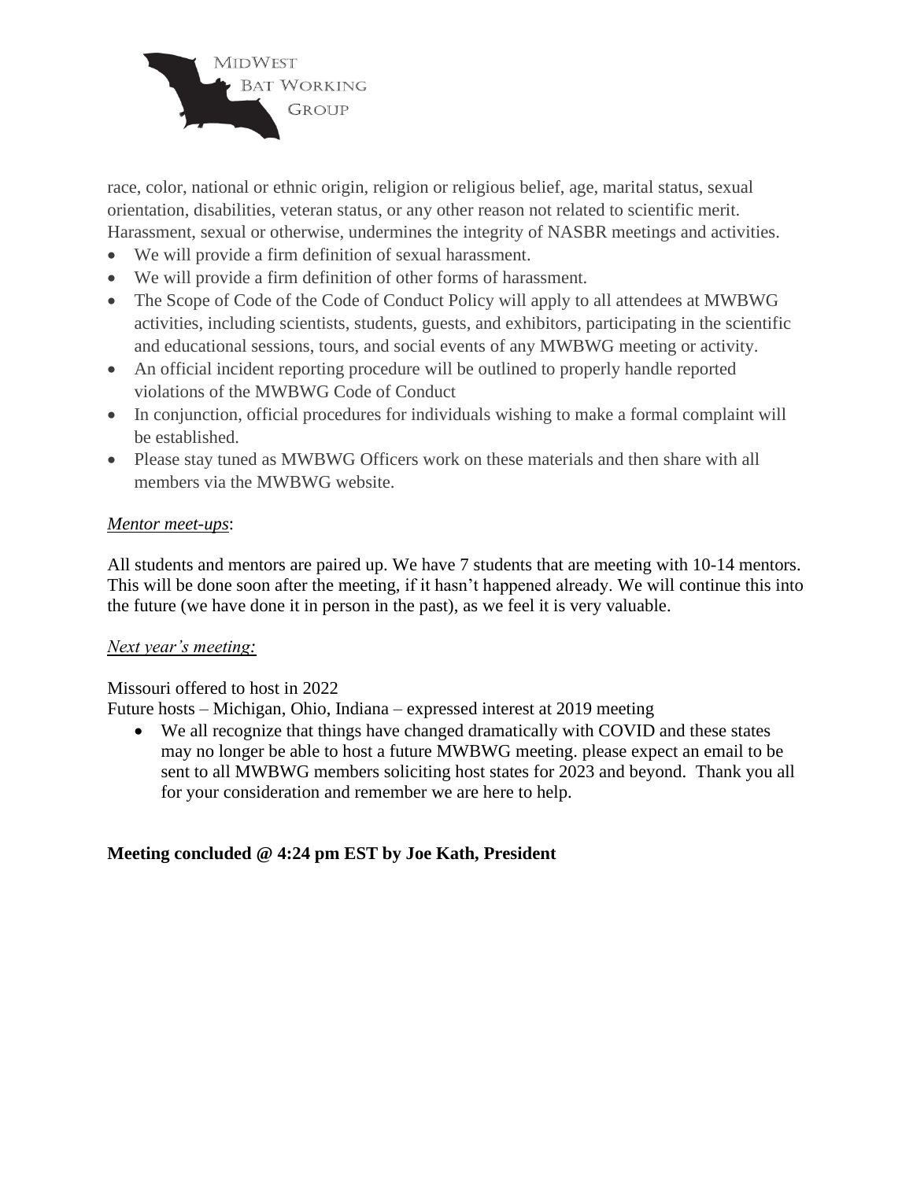race, color, national or ethnic origin, religion or religious belief, age, marital status, sexual orientation, disabilities, veteran status, or any other reason not related to scientific merit. Harassment, sexual or otherwise, undermines the integrity of NASBR meetings and activities.

- We will provide a firm definition of sexual harassment.
- We will provide a firm definition of other forms of harassment.
- The Scope of Code of the Code of Conduct Policy will apply to all attendees at MWBWG activities, including scientists, students, guests, and exhibitors, participating in the scientific and educational sessions, tours, and social events of any MWBWG meeting or activity.
- An official incident reporting procedure will be outlined to properly handle reported violations of the MWBWG Code of Conduct
- In conjunction, official procedures for individuals wishing to make a formal complaint will be established.
- Please stay tuned as MWBWG Officers work on these materials and then share with all members via the MWBWG website.

*Mentor meet-ups*:

All students and mentors are paired up. We have 7 students that are meeting with 10-14 mentors. This will be done soon after the meeting, if it hasn't happened already. We will continue this into the future (we have done it in person in the past), as we feel it is very valuable.

*Next year's meeting:*

Missouri offered to host in 2022
Future hosts – Michigan, Ohio, Indiana – expressed interest at 2019 meeting

- We all recognize that things have changed dramatically with COVID and these states may no longer be able to host a future MWBWG meeting. please expect an email to be sent to all MWBWG members soliciting host states for 2023 and beyond. Thank you all for your consideration and remember we are here to help.

**Meeting concluded @ 4:24 pm EST by Joe Kath, President**